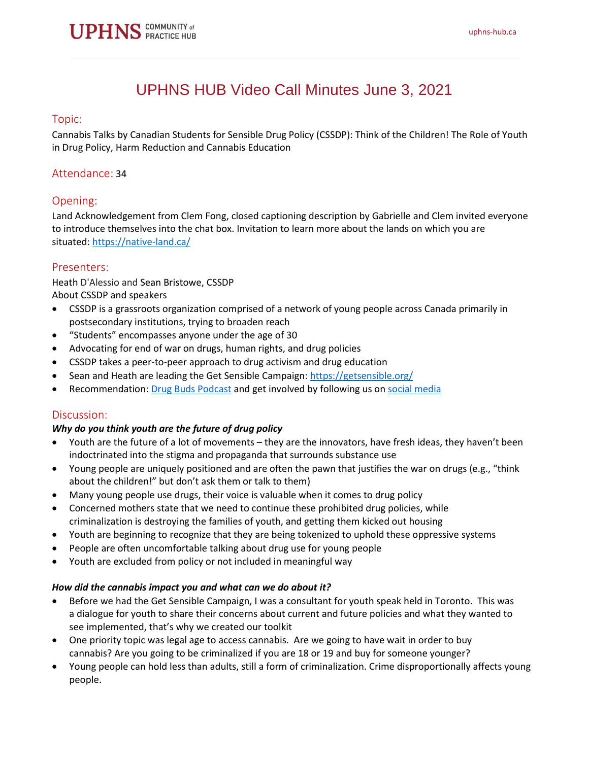# UPHNS HUB Video Call Minutes June 3, 2021

## Topic:

Cannabis Talks by Canadian Students for Sensible Drug Policy (CSSDP): Think of the Children! The Role of Youth in Drug Policy, Harm Reduction and Cannabis Education

## Attendance: 34

## Opening:

Land Acknowledgement from Clem Fong, closed captioning description by Gabrielle and Clem invited everyone to introduce themselves into the chat box. Invitation to learn more about the lands on which you are situated: https://native-land.ca/

## Presenters:

Heath D'Alessio and Sean Bristowe, CSSDP

About CSSDP and speakers

- CSSDP is a grassroots organization comprised of a network of young people across Canada primarily in postsecondary institutions, trying to broaden reach
- "Students" encompasses anyone under the age of 30
- Advocating for end of war on drugs, human rights, and drug policies
- CSSDP takes a peer-to-peer approach to drug activism and drug education
- Sean and Heath are leading the Get Sensible Campaign: https://getsensible.org/
- Recommendation: Drug Buds Podcast and get involved by following us on social media

## Discussion:

***Why do you think youth are the future of drug policy***

- Youth are the future of a lot of movements – they are the innovators, have fresh ideas, they haven't been indoctrinated into the stigma and propaganda that surrounds substance use
- Young people are uniquely positioned and are often the pawn that justifies the war on drugs (e.g., "think about the children!" but don't ask them or talk to them)
- Many young people use drugs, their voice is valuable when it comes to drug policy
- Concerned mothers state that we need to continue these prohibited drug policies, while criminalization is destroying the families of youth, and getting them kicked out housing
- Youth are beginning to recognize that they are being tokenized to uphold these oppressive systems
- People are often uncomfortable talking about drug use for young people
- Youth are excluded from policy or not included in meaningful way

***How did the cannabis impact you and what can we do about it?***

- Before we had the Get Sensible Campaign, I was a consultant for youth speak held in Toronto. This was a dialogue for youth to share their concerns about current and future policies and what they wanted to see implemented, that's why we created our toolkit
- One priority topic was legal age to access cannabis. Are we going to have wait in order to buy cannabis? Are you going to be criminalized if you are 18 or 19 and buy for someone younger?
- Young people can hold less than adults, still a form of criminalization. Crime disproportionally affects young people.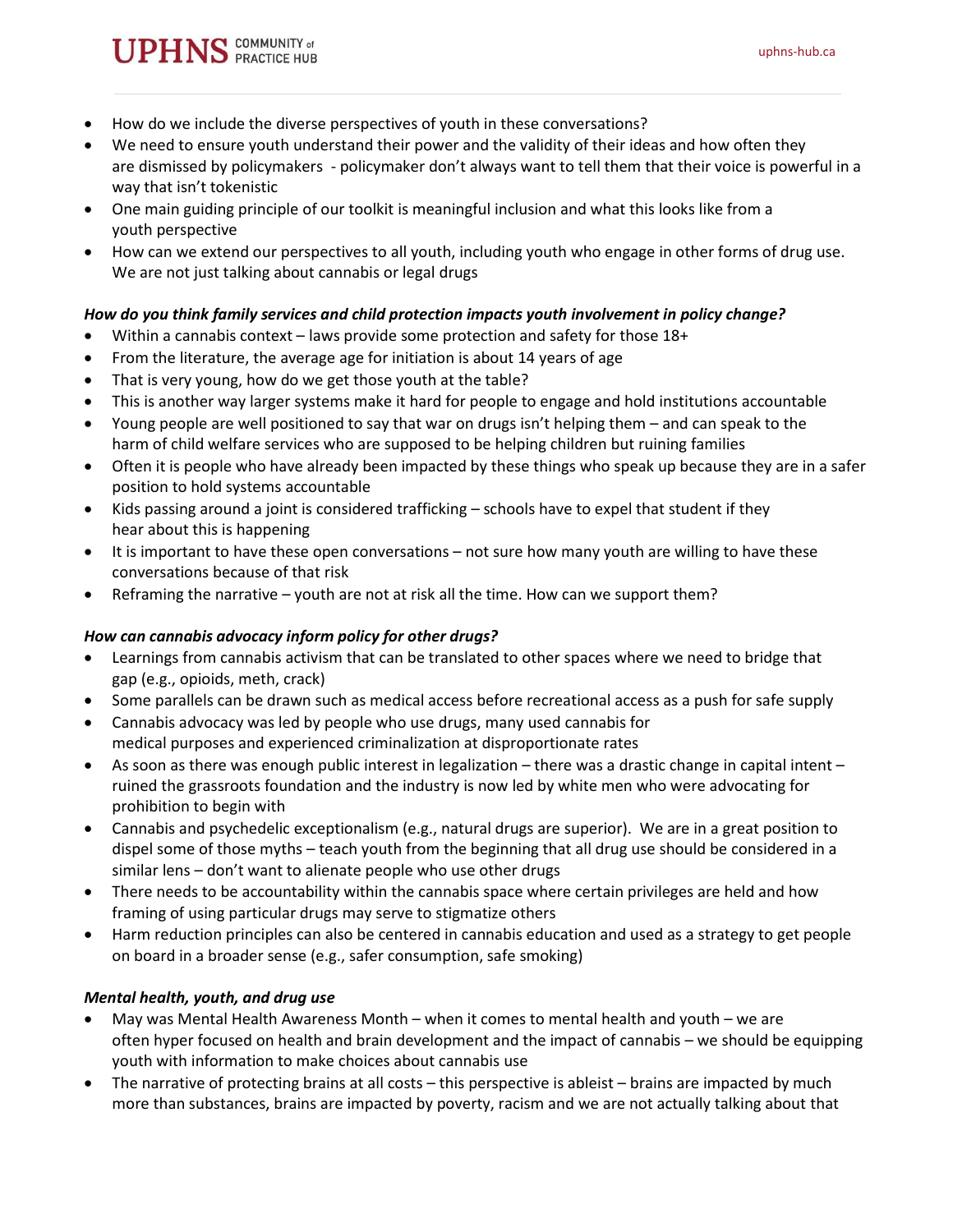- How do we include the diverse perspectives of youth in these conversations?
- We need to ensure youth understand their power and the validity of their ideas and how often they are dismissed by policymakers - policymaker don't always want to tell them that their voice is powerful in a way that isn't tokenistic
- One main guiding principle of our toolkit is meaningful inclusion and what this looks like from a youth perspective
- How can we extend our perspectives to all youth, including youth who engage in other forms of drug use. We are not just talking about cannabis or legal drugs

***How do you think family services and child protection impacts youth involvement in policy change?***

- Within a cannabis context – laws provide some protection and safety for those 18+
- From the literature, the average age for initiation is about 14 years of age
- That is very young, how do we get those youth at the table?
- This is another way larger systems make it hard for people to engage and hold institutions accountable
- Young people are well positioned to say that war on drugs isn't helping them – and can speak to the harm of child welfare services who are supposed to be helping children but ruining families
- Often it is people who have already been impacted by these things who speak up because they are in a safer position to hold systems accountable
- Kids passing around a joint is considered trafficking – schools have to expel that student if they hear about this is happening
- It is important to have these open conversations – not sure how many youth are willing to have these conversations because of that risk
- Reframing the narrative – youth are not at risk all the time. How can we support them?

***How can cannabis advocacy inform policy for other drugs?***

- Learnings from cannabis activism that can be translated to other spaces where we need to bridge that gap (e.g., opioids, meth, crack)
- Some parallels can be drawn such as medical access before recreational access as a push for safe supply
- Cannabis advocacy was led by people who use drugs, many used cannabis for medical purposes and experienced criminalization at disproportionate rates
- As soon as there was enough public interest in legalization – there was a drastic change in capital intent – ruined the grassroots foundation and the industry is now led by white men who were advocating for prohibition to begin with
- Cannabis and psychedelic exceptionalism (e.g., natural drugs are superior). We are in a great position to dispel some of those myths – teach youth from the beginning that all drug use should be considered in a similar lens – don't want to alienate people who use other drugs
- There needs to be accountability within the cannabis space where certain privileges are held and how framing of using particular drugs may serve to stigmatize others
- Harm reduction principles can also be centered in cannabis education and used as a strategy to get people on board in a broader sense (e.g., safer consumption, safe smoking)

***Mental health, youth, and drug use***

- May was Mental Health Awareness Month – when it comes to mental health and youth – we are often hyper focused on health and brain development and the impact of cannabis – we should be equipping youth with information to make choices about cannabis use
- The narrative of protecting brains at all costs – this perspective is ableist – brains are impacted by much more than substances, brains are impacted by poverty, racism and we are not actually talking about that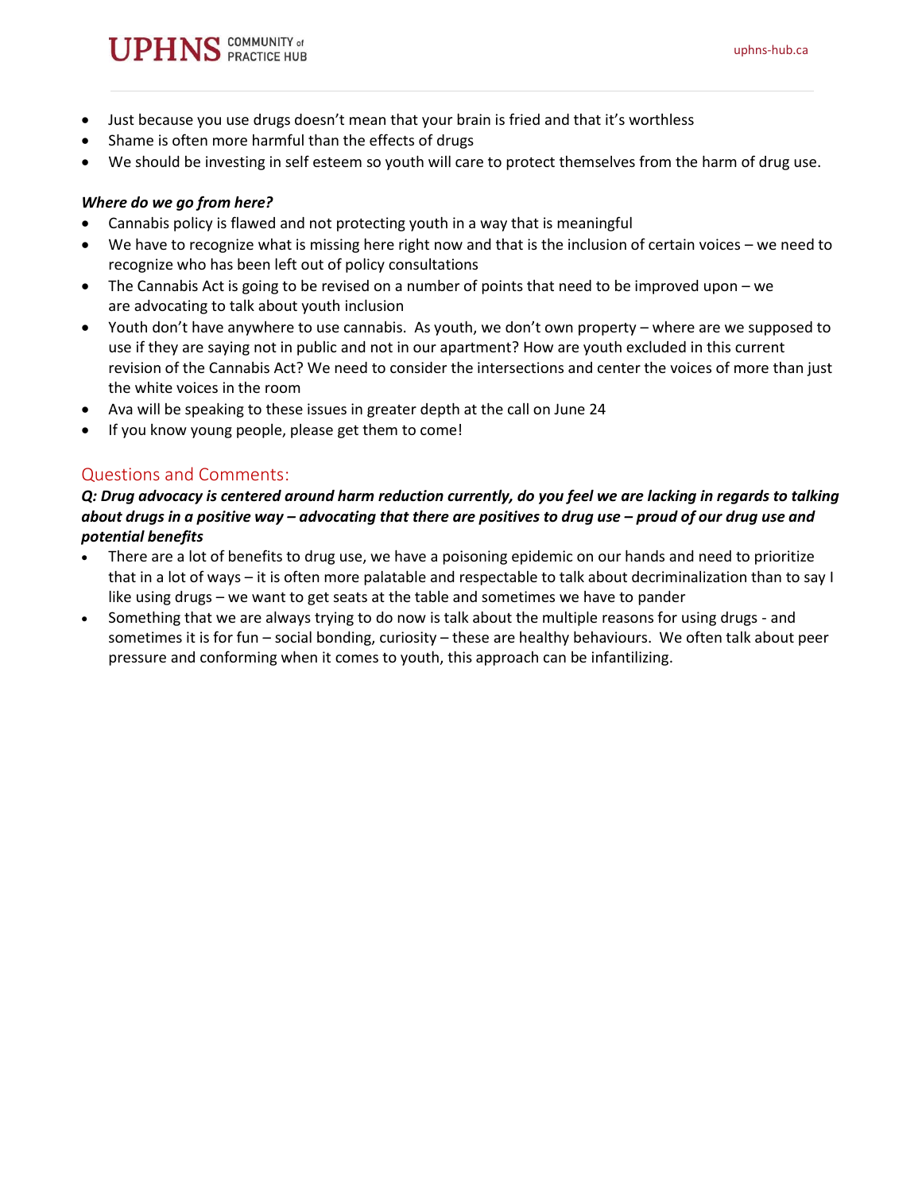- Just because you use drugs doesn't mean that your brain is fried and that it's worthless
- Shame is often more harmful than the effects of drugs
- We should be investing in self esteem so youth will care to protect themselves from the harm of drug use.

***Where do we go from here?***

- Cannabis policy is flawed and not protecting youth in a way that is meaningful
- We have to recognize what is missing here right now and that is the inclusion of certain voices – we need to recognize who has been left out of policy consultations
- The Cannabis Act is going to be revised on a number of points that need to be improved upon – we are advocating to talk about youth inclusion
- Youth don't have anywhere to use cannabis. As youth, we don't own property – where are we supposed to use if they are saying not in public and not in our apartment? How are youth excluded in this current revision of the Cannabis Act? We need to consider the intersections and center the voices of more than just the white voices in the room
- Ava will be speaking to these issues in greater depth at the call on June 24
- If you know young people, please get them to come!

## Questions and Comments:

***Q: Drug advocacy is centered around harm reduction currently, do you feel we are lacking in regards to talking about drugs in a positive way – advocating that there are positives to drug use – proud of our drug use and potential benefits***

- There are a lot of benefits to drug use, we have a poisoning epidemic on our hands and need to prioritize that in a lot of ways – it is often more palatable and respectable to talk about decriminalization than to say I like using drugs – we want to get seats at the table and sometimes we have to pander
- Something that we are always trying to do now is talk about the multiple reasons for using drugs - and sometimes it is for fun – social bonding, curiosity – these are healthy behaviours. We often talk about peer pressure and conforming when it comes to youth, this approach can be infantilizing.